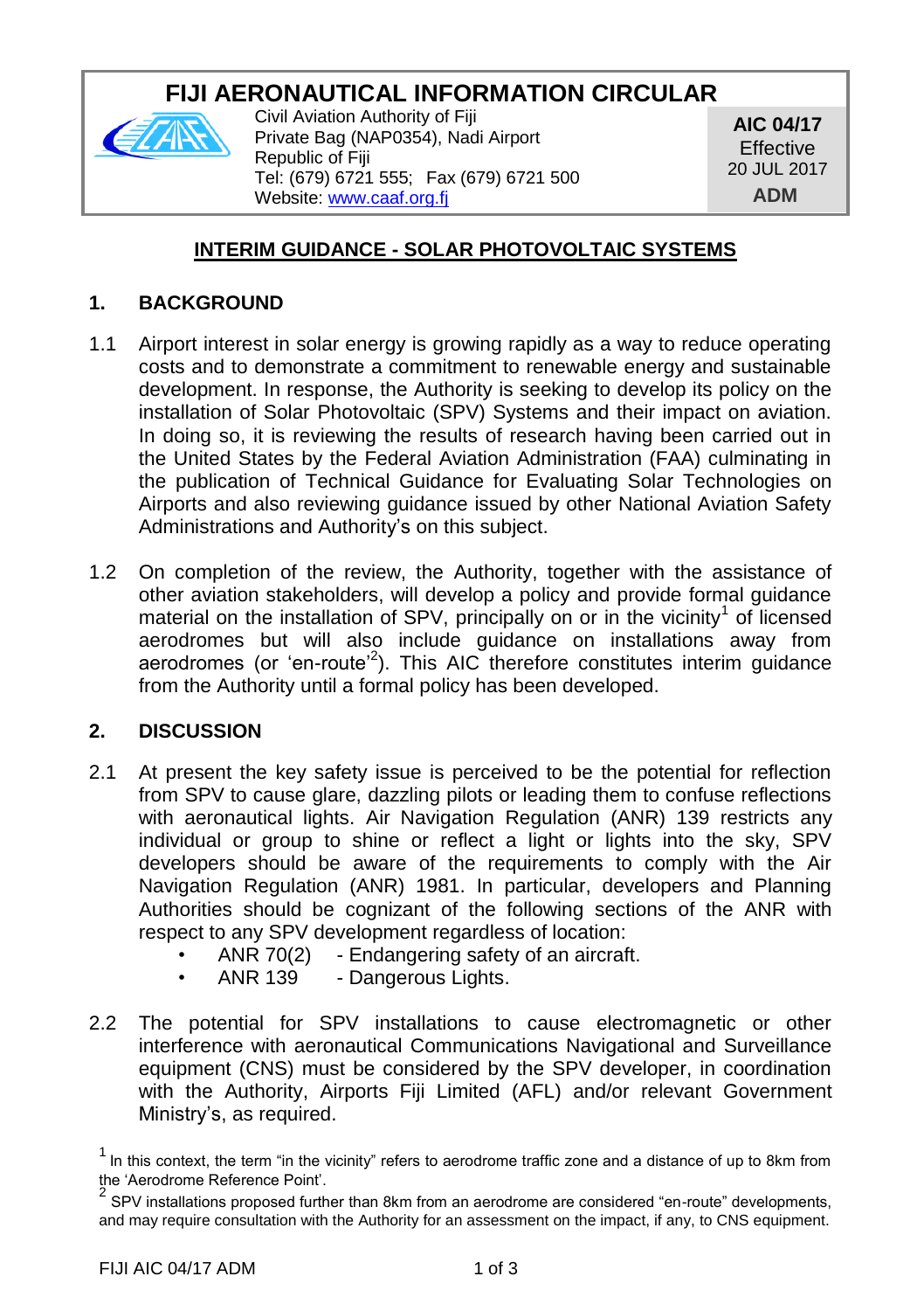# FIJI AERONAUTICAL INFORMATION CIRCULAR

Civil Aviation Authority of Fiji
Private Bag (NAP0354), Nadi Airport
Republic of Fiji
Tel: (679) 6721 555; Fax (679) 6721 500
Website: www.caaf.org.fj

**AIC 04/17**
Effective
20 JUL 2017
**ADM**

## INTERIM GUIDANCE - SOLAR PHOTOVOLTAIC SYSTEMS

### 1. BACKGROUND

1.1 Airport interest in solar energy is growing rapidly as a way to reduce operating costs and to demonstrate a commitment to renewable energy and sustainable development. In response, the Authority is seeking to develop its policy on the installation of Solar Photovoltaic (SPV) Systems and their impact on aviation. In doing so, it is reviewing the results of research having been carried out in the United States by the Federal Aviation Administration (FAA) culminating in the publication of Technical Guidance for Evaluating Solar Technologies on Airports and also reviewing guidance issued by other National Aviation Safety Administrations and Authority's on this subject.

1.2 On completion of the review, the Authority, together with the assistance of other aviation stakeholders, will develop a policy and provide formal guidance material on the installation of SPV, principally on or in the vicinity[1] of licensed aerodromes but will also include guidance on installations away from aerodromes (or 'en-route'[2]). This AIC therefore constitutes interim guidance from the Authority until a formal policy has been developed.

### 2. DISCUSSION

2.1 At present the key safety issue is perceived to be the potential for reflection from SPV to cause glare, dazzling pilots or leading them to confuse reflections with aeronautical lights. Air Navigation Regulation (ANR) 139 restricts any individual or group to shine or reflect a light or lights into the sky, SPV developers should be aware of the requirements to comply with the Air Navigation Regulation (ANR) 1981. In particular, developers and Planning Authorities should be cognizant of the following sections of the ANR with respect to any SPV development regardless of location:

- ANR 70(2) - Endangering safety of an aircraft.
- ANR 139 - Dangerous Lights.

2.2 The potential for SPV installations to cause electromagnetic or other interference with aeronautical Communications Navigational and Surveillance equipment (CNS) must be considered by the SPV developer, in coordination with the Authority, Airports Fiji Limited (AFL) and/or relevant Government Ministry's, as required.

[1] In this context, the term "in the vicinity" refers to aerodrome traffic zone and a distance of up to 8km from the 'Aerodrome Reference Point'.

[2] SPV installations proposed further than 8km from an aerodrome are considered "en-route" developments, and may require consultation with the Authority for an assessment on the impact, if any, to CNS equipment.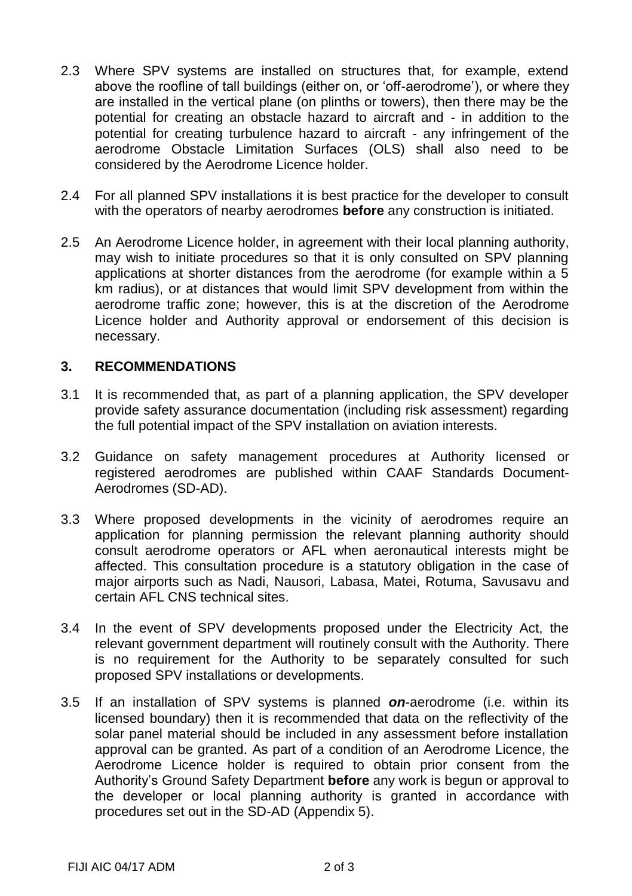2.3 Where SPV systems are installed on structures that, for example, extend above the roofline of tall buildings (either on, or 'off-aerodrome'), or where they are installed in the vertical plane (on plinths or towers), then there may be the potential for creating an obstacle hazard to aircraft and - in addition to the potential for creating turbulence hazard to aircraft - any infringement of the aerodrome Obstacle Limitation Surfaces (OLS) shall also need to be considered by the Aerodrome Licence holder.

2.4 For all planned SPV installations it is best practice for the developer to consult with the operators of nearby aerodromes **before** any construction is initiated.

2.5 An Aerodrome Licence holder, in agreement with their local planning authority, may wish to initiate procedures so that it is only consulted on SPV planning applications at shorter distances from the aerodrome (for example within a 5 km radius), or at distances that would limit SPV development from within the aerodrome traffic zone; however, this is at the discretion of the Aerodrome Licence holder and Authority approval or endorsement of this decision is necessary.

## 3. RECOMMENDATIONS

3.1 It is recommended that, as part of a planning application, the SPV developer provide safety assurance documentation (including risk assessment) regarding the full potential impact of the SPV installation on aviation interests.

3.2 Guidance on safety management procedures at Authority licensed or registered aerodromes are published within CAAF Standards Document-Aerodromes (SD-AD).

3.3 Where proposed developments in the vicinity of aerodromes require an application for planning permission the relevant planning authority should consult aerodrome operators or AFL when aeronautical interests might be affected. This consultation procedure is a statutory obligation in the case of major airports such as Nadi, Nausori, Labasa, Matei, Rotuma, Savusavu and certain AFL CNS technical sites.

3.4 In the event of SPV developments proposed under the Electricity Act, the relevant government department will routinely consult with the Authority. There is no requirement for the Authority to be separately consulted for such proposed SPV installations or developments.

3.5 If an installation of SPV systems is planned ***on***-aerodrome (i.e. within its licensed boundary) then it is recommended that data on the reflectivity of the solar panel material should be included in any assessment before installation approval can be granted. As part of a condition of an Aerodrome Licence, the Aerodrome Licence holder is required to obtain prior consent from the Authority's Ground Safety Department **before** any work is begun or approval to the developer or local planning authority is granted in accordance with procedures set out in the SD-AD (Appendix 5).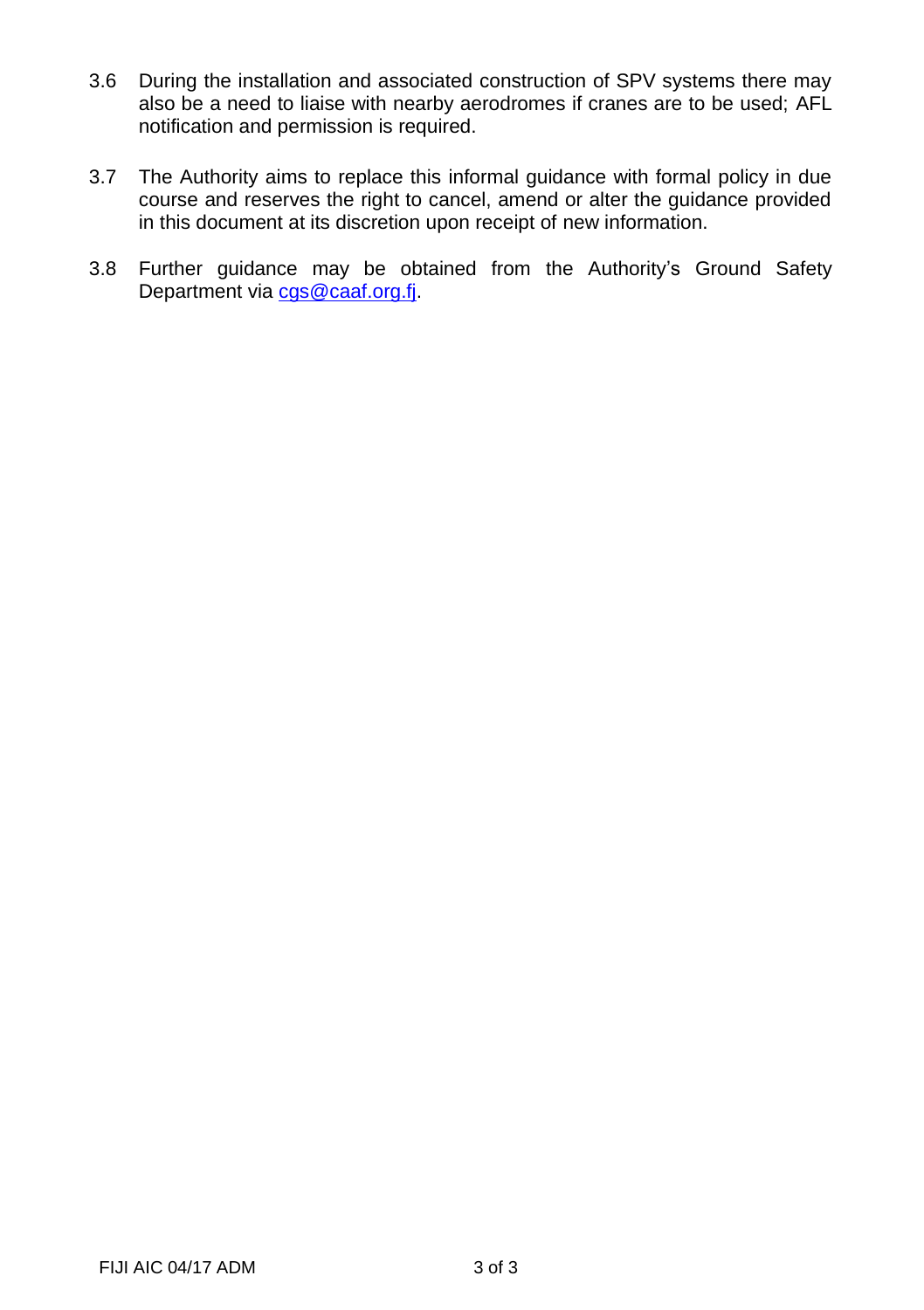3.6 During the installation and associated construction of SPV systems there may also be a need to liaise with nearby aerodromes if cranes are to be used; AFL notification and permission is required.

3.7 The Authority aims to replace this informal guidance with formal policy in due course and reserves the right to cancel, amend or alter the guidance provided in this document at its discretion upon receipt of new information.

3.8 Further guidance may be obtained from the Authority's Ground Safety Department via cgs@caaf.org.fj.